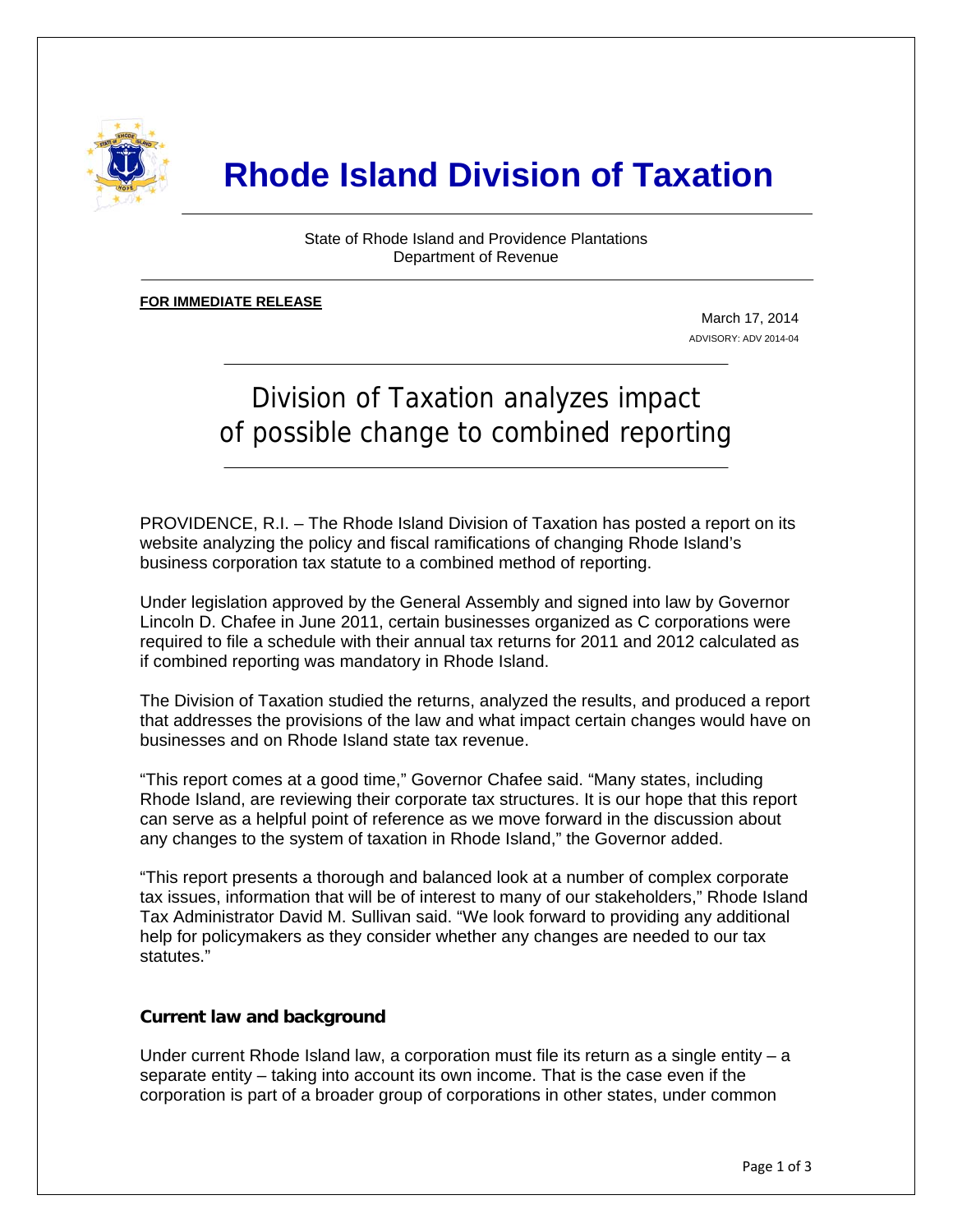# Rhode Island Division of Taxation

State of Rhode Island and Providence Plantations
Department of Revenue

**FOR IMMEDIATE RELEASE**

March 17, 2014
ADVISORY: ADV 2014-04

## Division of Taxation analyzes impact of possible change to combined reporting

PROVIDENCE, R.I. – The Rhode Island Division of Taxation has posted a report on its website analyzing the policy and fiscal ramifications of changing Rhode Island's business corporation tax statute to a combined method of reporting.

Under legislation approved by the General Assembly and signed into law by Governor Lincoln D. Chafee in June 2011, certain businesses organized as C corporations were required to file a schedule with their annual tax returns for 2011 and 2012 calculated as if combined reporting was mandatory in Rhode Island.

The Division of Taxation studied the returns, analyzed the results, and produced a report that addresses the provisions of the law and what impact certain changes would have on businesses and on Rhode Island state tax revenue.

"This report comes at a good time," Governor Chafee said. "Many states, including Rhode Island, are reviewing their corporate tax structures. It is our hope that this report can serve as a helpful point of reference as we move forward in the discussion about any changes to the system of taxation in Rhode Island," the Governor added.

"This report presents a thorough and balanced look at a number of complex corporate tax issues, information that will be of interest to many of our stakeholders," Rhode Island Tax Administrator David M. Sullivan said. "We look forward to providing any additional help for policymakers as they consider whether any changes are needed to our tax statutes."

### Current law and background

Under current Rhode Island law, a corporation must file its return as a single entity – a separate entity – taking into account its own income. That is the case even if the corporation is part of a broader group of corporations in other states, under common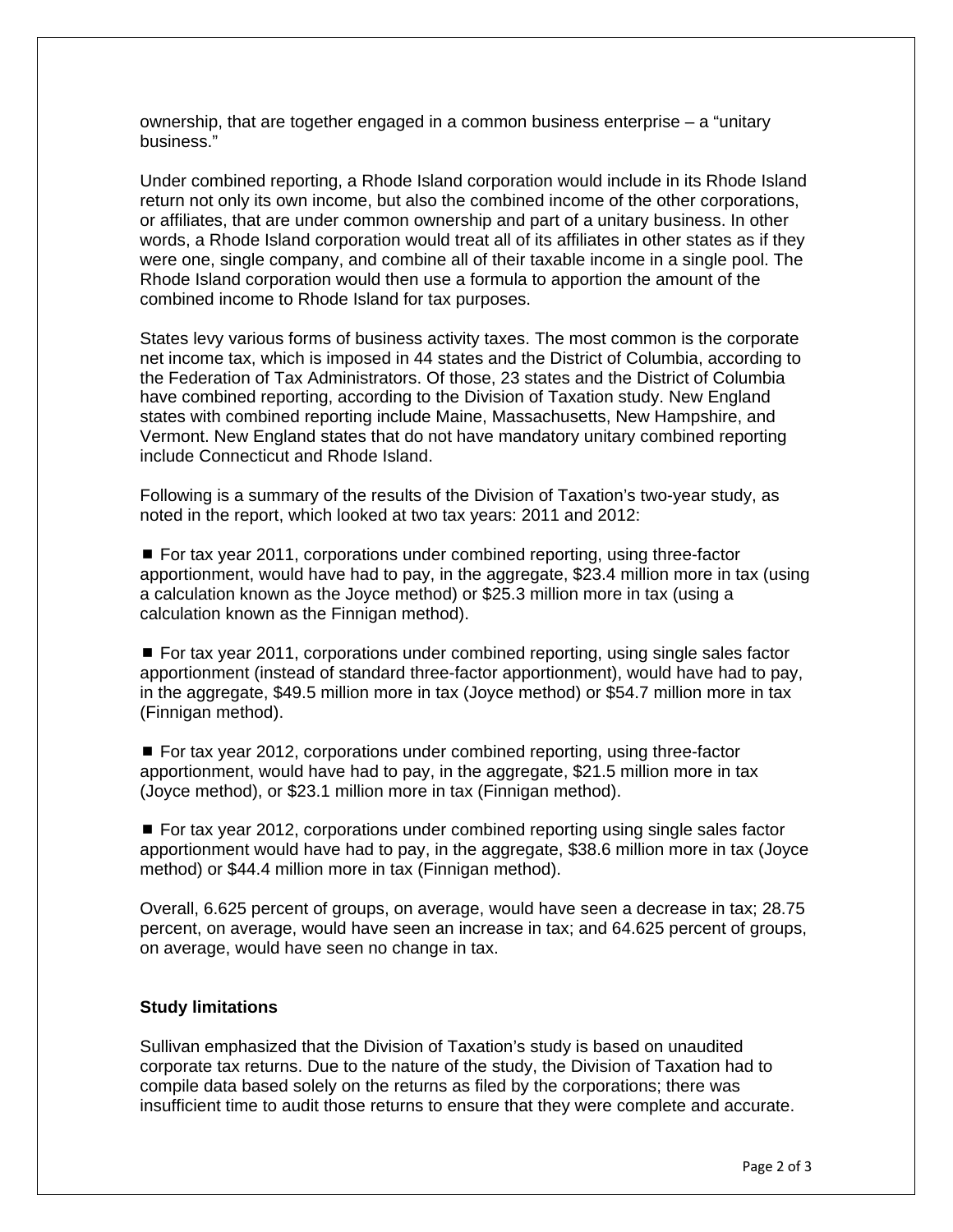ownership, that are together engaged in a common business enterprise – a "unitary business."

Under combined reporting, a Rhode Island corporation would include in its Rhode Island return not only its own income, but also the combined income of the other corporations, or affiliates, that are under common ownership and part of a unitary business. In other words, a Rhode Island corporation would treat all of its affiliates in other states as if they were one, single company, and combine all of their taxable income in a single pool. The Rhode Island corporation would then use a formula to apportion the amount of the combined income to Rhode Island for tax purposes.

States levy various forms of business activity taxes. The most common is the corporate net income tax, which is imposed in 44 states and the District of Columbia, according to the Federation of Tax Administrators. Of those, 23 states and the District of Columbia have combined reporting, according to the Division of Taxation study. New England states with combined reporting include Maine, Massachusetts, New Hampshire, and Vermont. New England states that do not have mandatory unitary combined reporting include Connecticut and Rhode Island.

Following is a summary of the results of the Division of Taxation's two-year study, as noted in the report, which looked at two tax years: 2011 and 2012:

- For tax year 2011, corporations under combined reporting, using three-factor apportionment, would have had to pay, in the aggregate, $23.4 million more in tax (using a calculation known as the Joyce method) or $25.3 million more in tax (using a calculation known as the Finnigan method).

- For tax year 2011, corporations under combined reporting, using single sales factor apportionment (instead of standard three-factor apportionment), would have had to pay, in the aggregate, $49.5 million more in tax (Joyce method) or $54.7 million more in tax (Finnigan method).

- For tax year 2012, corporations under combined reporting, using three-factor apportionment, would have had to pay, in the aggregate, $21.5 million more in tax (Joyce method), or $23.1 million more in tax (Finnigan method).

- For tax year 2012, corporations under combined reporting using single sales factor apportionment would have had to pay, in the aggregate, $38.6 million more in tax (Joyce method) or $44.4 million more in tax (Finnigan method).

Overall, 6.625 percent of groups, on average, would have seen a decrease in tax; 28.75 percent, on average, would have seen an increase in tax; and 64.625 percent of groups, on average, would have seen no change in tax.

**Study limitations**

Sullivan emphasized that the Division of Taxation's study is based on unaudited corporate tax returns. Due to the nature of the study, the Division of Taxation had to compile data based solely on the returns as filed by the corporations; there was insufficient time to audit those returns to ensure that they were complete and accurate.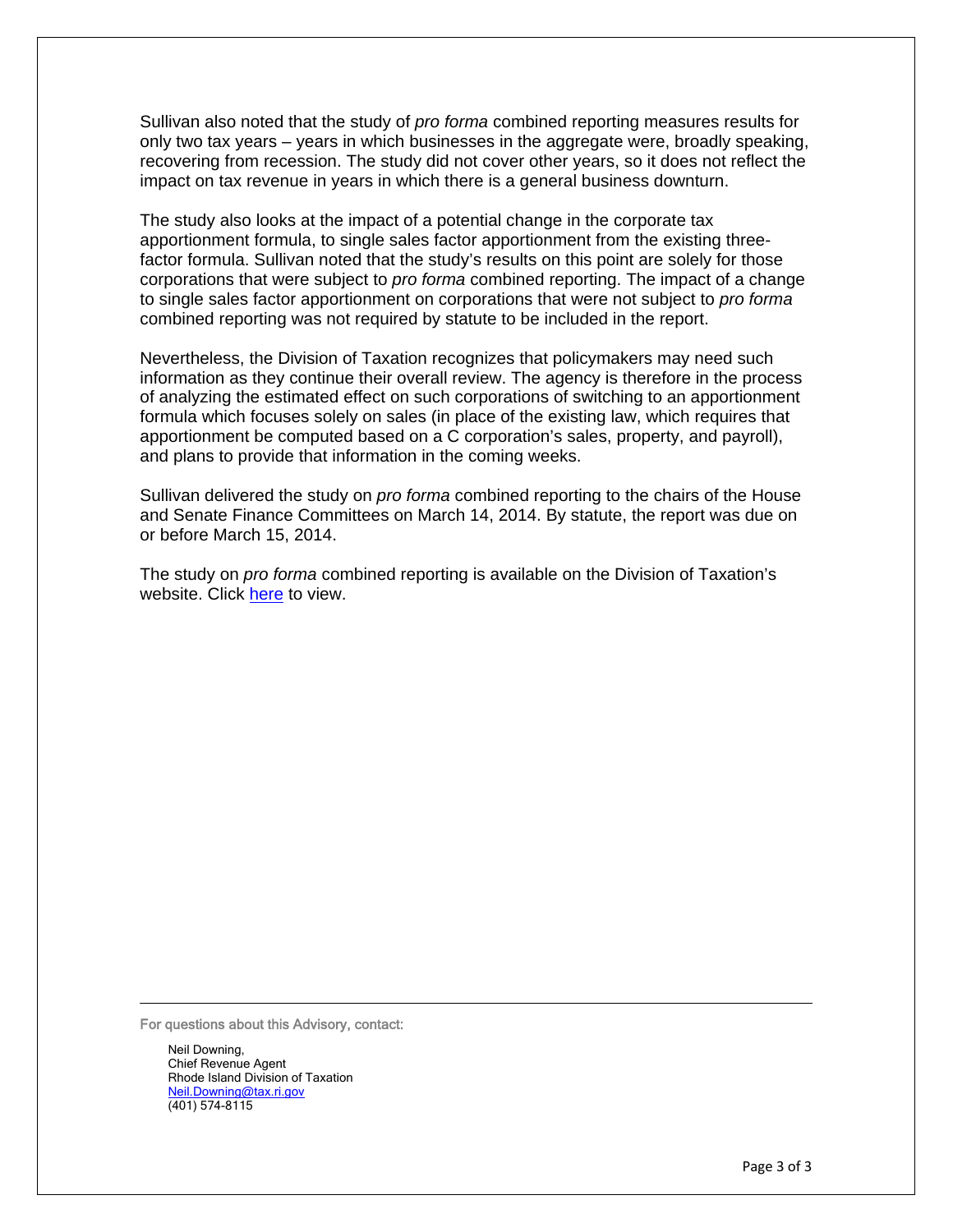Sullivan also noted that the study of *pro forma* combined reporting measures results for only two tax years – years in which businesses in the aggregate were, broadly speaking, recovering from recession. The study did not cover other years, so it does not reflect the impact on tax revenue in years in which there is a general business downturn.

The study also looks at the impact of a potential change in the corporate tax apportionment formula, to single sales factor apportionment from the existing three-factor formula. Sullivan noted that the study's results on this point are solely for those corporations that were subject to *pro forma* combined reporting. The impact of a change to single sales factor apportionment on corporations that were not subject to *pro forma* combined reporting was not required by statute to be included in the report.

Nevertheless, the Division of Taxation recognizes that policymakers may need such information as they continue their overall review. The agency is therefore in the process of analyzing the estimated effect on such corporations of switching to an apportionment formula which focuses solely on sales (in place of the existing law, which requires that apportionment be computed based on a C corporation's sales, property, and payroll), and plans to provide that information in the coming weeks.

Sullivan delivered the study on *pro forma* combined reporting to the chairs of the House and Senate Finance Committees on March 14, 2014. By statute, the report was due on or before March 15, 2014.

The study on *pro forma* combined reporting is available on the Division of Taxation's website. Click [here]() to view.

---

For questions about this Advisory, contact:

Neil Downing,
Chief Revenue Agent
Rhode Island Division of Taxation
[Neil.Downing@tax.ri.gov](mailto:Neil.Downing@tax.ri.gov)
(401) 574-8115